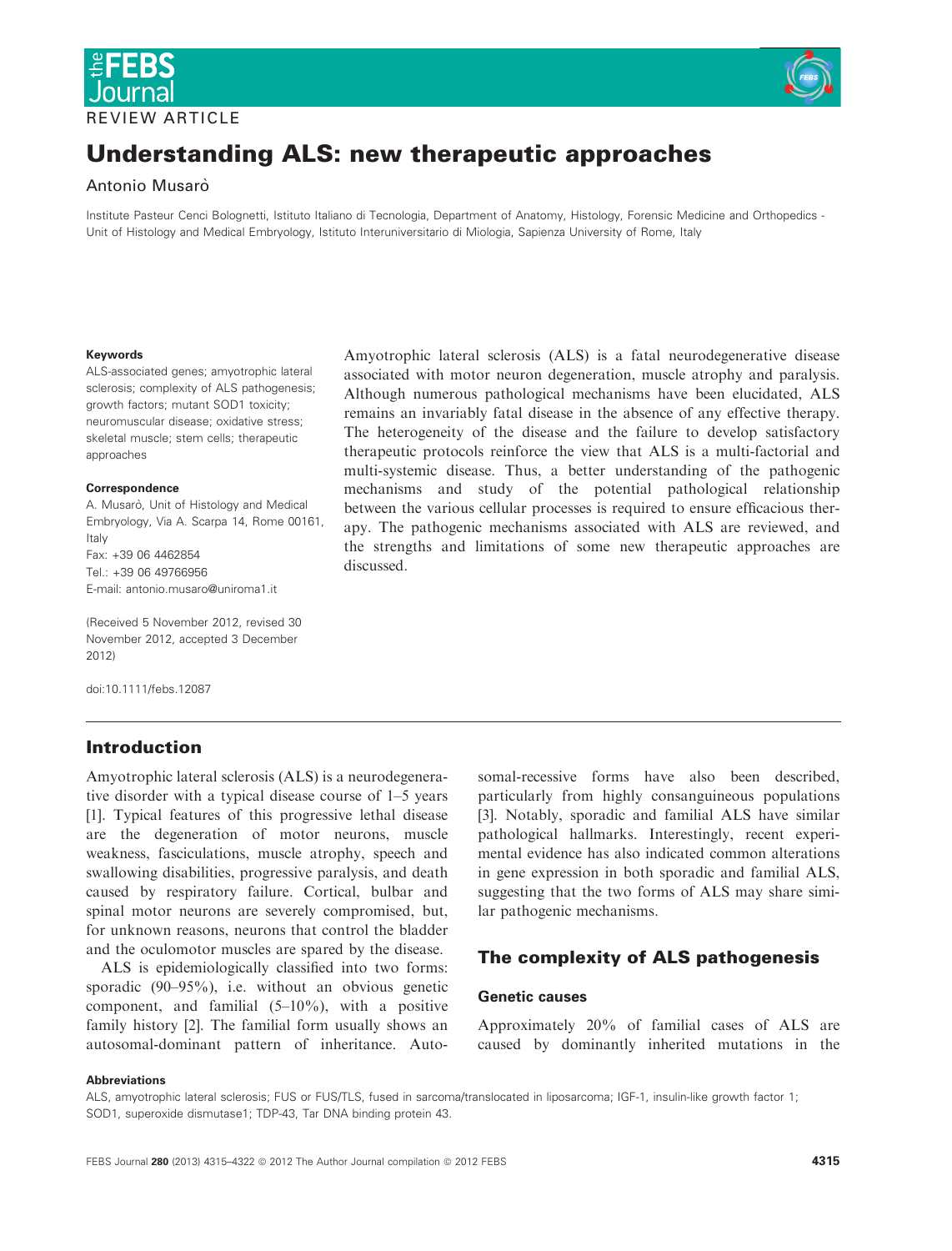REVIEW ARTICLE

# Understanding ALS: new therapeutic approaches

Antonio Musarò

Institute Pasteur Cenci Bolognetti, Istituto Italiano di Tecnologia, Department of Anatomy, Histology, Forensic Medicine and Orthopedics - Unit of Histology and Medical Embryology, Istituto Interuniversitario di Miologia, Sapienza University of Rome, Italy

**Keywords**

ALS-associated genes; amyotrophic lateral sclerosis; complexity of ALS pathogenesis; growth factors; mutant SOD1 toxicity; neuromuscular disease; oxidative stress; skeletal muscle; stem cells; therapeutic approaches

**Correspondence**

A. Musarò, Unit of Histology and Medical Embryology, Via A. Scarpa 14, Rome 00161, Italy
Fax: +39 06 4462854
Tel.: +39 06 49766956
E-mail: antonio.musaro@uniroma1.it

(Received 5 November 2012, revised 30 November 2012, accepted 3 December 2012)

doi:10.1111/febs.12087

Amyotrophic lateral sclerosis (ALS) is a fatal neurodegenerative disease associated with motor neuron degeneration, muscle atrophy and paralysis. Although numerous pathological mechanisms have been elucidated, ALS remains an invariably fatal disease in the absence of any effective therapy. The heterogeneity of the disease and the failure to develop satisfactory therapeutic protocols reinforce the view that ALS is a multi-factorial and multi-systemic disease. Thus, a better understanding of the pathogenic mechanisms and study of the potential pathological relationship between the various cellular processes is required to ensure efficacious therapy. The pathogenic mechanisms associated with ALS are reviewed, and the strengths and limitations of some new therapeutic approaches are discussed.

## Introduction

Amyotrophic lateral sclerosis (ALS) is a neurodegenerative disorder with a typical disease course of 1–5 years [1]. Typical features of this progressive lethal disease are the degeneration of motor neurons, muscle weakness, fasciculations, muscle atrophy, speech and swallowing disabilities, progressive paralysis, and death caused by respiratory failure. Cortical, bulbar and spinal motor neurons are severely compromised, but, for unknown reasons, neurons that control the bladder and the oculomotor muscles are spared by the disease.

ALS is epidemiologically classified into two forms: sporadic (90–95%), i.e. without an obvious genetic component, and familial (5–10%), with a positive family history [2]. The familial form usually shows an autosomal-dominant pattern of inheritance. Autosomal-recessive forms have also been described, particularly from highly consanguineous populations [3]. Notably, sporadic and familial ALS have similar pathological hallmarks. Interestingly, recent experimental evidence has also indicated common alterations in gene expression in both sporadic and familial ALS, suggesting that the two forms of ALS may share similar pathogenic mechanisms.

## The complexity of ALS pathogenesis

### Genetic causes

Approximately 20% of familial cases of ALS are caused by dominantly inherited mutations in the

**Abbreviations**

ALS, amyotrophic lateral sclerosis; FUS or FUS/TLS, fused in sarcoma/translocated in liposarcoma; IGF-1, insulin-like growth factor 1; SOD1, superoxide dismutase1; TDP-43, Tar DNA binding protein 43.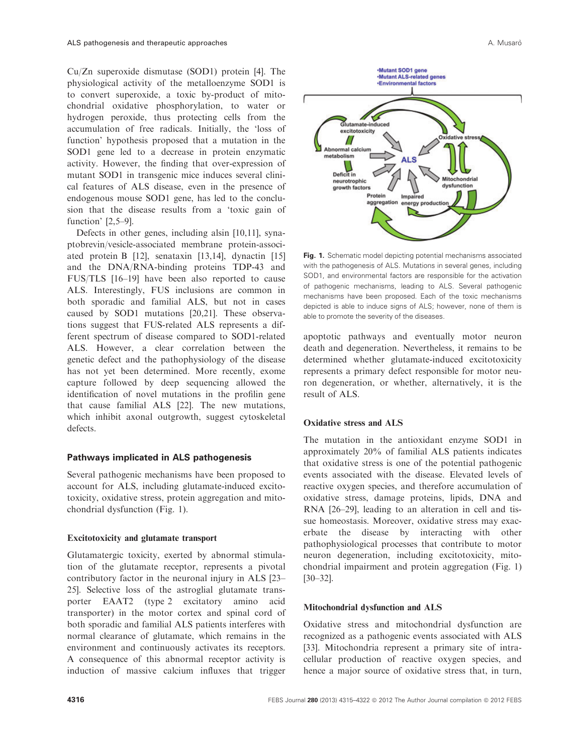Cu/Zn superoxide dismutase (SOD1) protein [4]. The physiological activity of the metalloenzyme SOD1 is to convert superoxide, a toxic by-product of mitochondrial oxidative phosphorylation, to water or hydrogen peroxide, thus protecting cells from the accumulation of free radicals. Initially, the 'loss of function' hypothesis proposed that a mutation in the SOD1 gene led to a decrease in protein enzymatic activity. However, the finding that over-expression of mutant SOD1 in transgenic mice induces several clinical features of ALS disease, even in the presence of endogenous mouse SOD1 gene, has led to the conclusion that the disease results from a 'toxic gain of function' [2,5–9].

Defects in other genes, including alsin [10,11], synaptobrevin/vesicle-associated membrane protein-associated protein B [12], senataxin [13,14], dynactin [15] and the DNA/RNA-binding proteins TDP-43 and FUS/TLS [16–19] have been also reported to cause ALS. Interestingly, FUS inclusions are common in both sporadic and familial ALS, but not in cases caused by SOD1 mutations [20,21]. These observations suggest that FUS-related ALS represents a different spectrum of disease compared to SOD1-related ALS. However, a clear correlation between the genetic defect and the pathophysiology of the disease has not yet been determined. More recently, exome capture followed by deep sequencing allowed the identification of novel mutations in the profilin gene that cause familial ALS [22]. The new mutations, which inhibit axonal outgrowth, suggest cytoskeletal defects.

## Pathways implicated in ALS pathogenesis

Several pathogenic mechanisms have been proposed to account for ALS, including glutamate-induced excitotoxicity, oxidative stress, protein aggregation and mitochondrial dysfunction (Fig. 1).

### Excitotoxicity and glutamate transport

Glutamatergic toxicity, exerted by abnormal stimulation of the glutamate receptor, represents a pivotal contributory factor in the neuronal injury in ALS [23–25]. Selective loss of the astroglial glutamate transporter EAAT2 (type 2 excitatory amino acid transporter) in the motor cortex and spinal cord of both sporadic and familial ALS patients interferes with normal clearance of glutamate, which remains in the environment and continuously activates its receptors. A consequence of this abnormal receptor activity is induction of massive calcium influxes that trigger apoptotic pathways and eventually motor neuron death and degeneration. Nevertheless, it remains to be determined whether glutamate-induced excitotoxicity represents a primary defect responsible for motor neuron degeneration, or whether, alternatively, it is the result of ALS.

**Fig. 1.** Schematic model depicting potential mechanisms associated with the pathogenesis of ALS. Mutations in several genes, including SOD1, and environmental factors are responsible for the activation of pathogenic mechanisms, leading to ALS. Several pathogenic mechanisms have been proposed. Each of the toxic mechanisms depicted is able to induce signs of ALS; however, none of them is able to promote the severity of the diseases.

### Oxidative stress and ALS

The mutation in the antioxidant enzyme SOD1 in approximately 20% of familial ALS patients indicates that oxidative stress is one of the potential pathogenic events associated with the disease. Elevated levels of reactive oxygen species, and therefore accumulation of oxidative stress, damage proteins, lipids, DNA and RNA [26–29], leading to an alteration in cell and tissue homeostasis. Moreover, oxidative stress may exacerbate the disease by interacting with other pathophysiological processes that contribute to motor neuron degeneration, including excitotoxicity, mitochondrial impairment and protein aggregation (Fig. 1) [30–32].

### Mitochondrial dysfunction and ALS

Oxidative stress and mitochondrial dysfunction are recognized as a pathogenic events associated with ALS [33]. Mitochondria represent a primary site of intracellular production of reactive oxygen species, and hence a major source of oxidative stress that, in turn,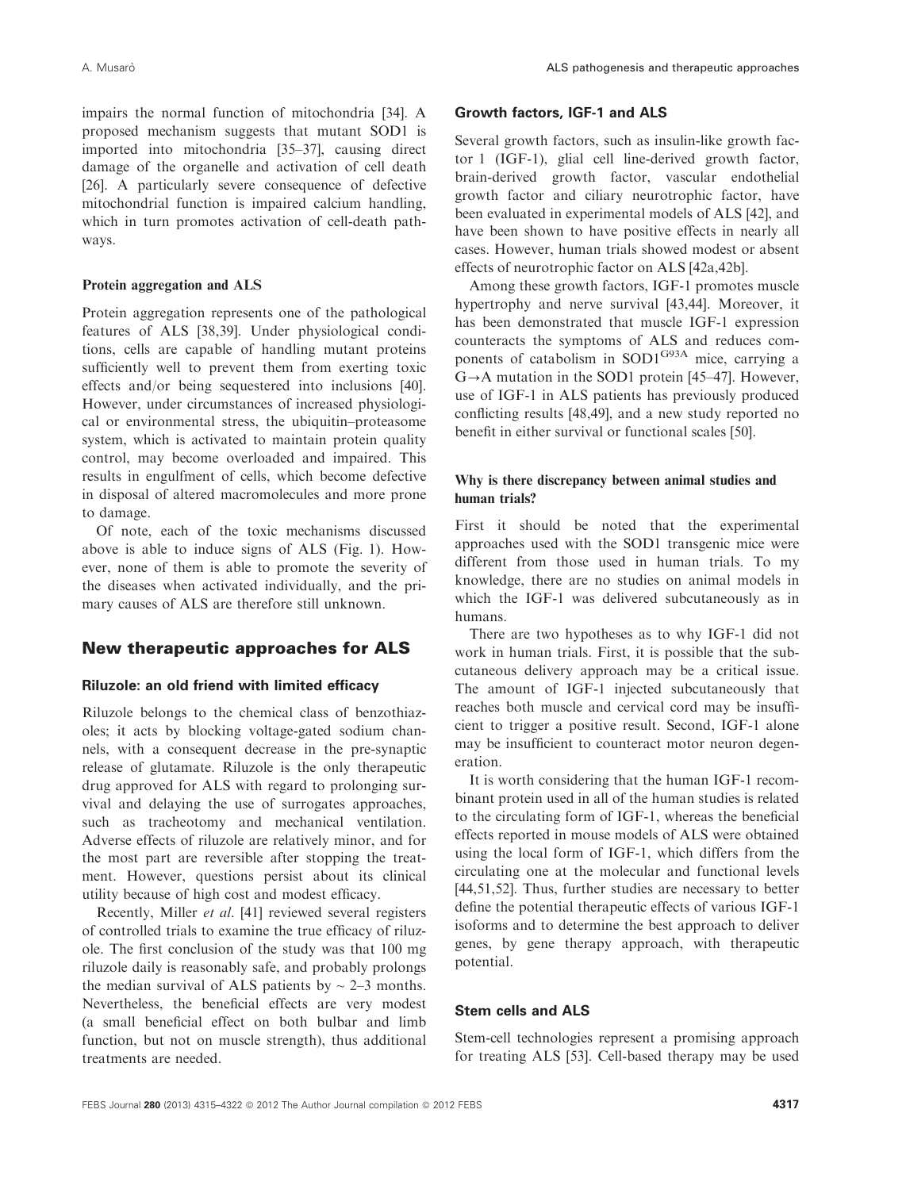impairs the normal function of mitochondria [34]. A proposed mechanism suggests that mutant SOD1 is imported into mitochondria [35–37], causing direct damage of the organelle and activation of cell death [26]. A particularly severe consequence of defective mitochondrial function is impaired calcium handling, which in turn promotes activation of cell-death pathways.

### Protein aggregation and ALS

Protein aggregation represents one of the pathological features of ALS [38,39]. Under physiological conditions, cells are capable of handling mutant proteins sufficiently well to prevent them from exerting toxic effects and/or being sequestered into inclusions [40]. However, under circumstances of increased physiological or environmental stress, the ubiquitin–proteasome system, which is activated to maintain protein quality control, may become overloaded and impaired. This results in engulfment of cells, which become defective in disposal of altered macromolecules and more prone to damage.

Of note, each of the toxic mechanisms discussed above is able to induce signs of ALS (Fig. 1). However, none of them is able to promote the severity of the diseases when activated individually, and the primary causes of ALS are therefore still unknown.

## New therapeutic approaches for ALS

### Riluzole: an old friend with limited efficacy

Riluzole belongs to the chemical class of benzothiazoles; it acts by blocking voltage-gated sodium channels, with a consequent decrease in the pre-synaptic release of glutamate. Riluzole is the only therapeutic drug approved for ALS with regard to prolonging survival and delaying the use of surrogates approaches, such as tracheotomy and mechanical ventilation. Adverse effects of riluzole are relatively minor, and for the most part are reversible after stopping the treatment. However, questions persist about its clinical utility because of high cost and modest efficacy.

Recently, Miller *et al.* [41] reviewed several registers of controlled trials to examine the true efficacy of riluzole. The first conclusion of the study was that 100 mg riluzole daily is reasonably safe, and probably prolongs the median survival of ALS patients by ~ 2–3 months. Nevertheless, the beneficial effects are very modest (a small beneficial effect on both bulbar and limb function, but not on muscle strength), thus additional treatments are needed.

### Growth factors, IGF-1 and ALS

Several growth factors, such as insulin-like growth factor 1 (IGF-1), glial cell line-derived growth factor, brain-derived growth factor, vascular endothelial growth factor and ciliary neurotrophic factor, have been evaluated in experimental models of ALS [42], and have been shown to have positive effects in nearly all cases. However, human trials showed modest or absent effects of neurotrophic factor on ALS [42a,42b].

Among these growth factors, IGF-1 promotes muscle hypertrophy and nerve survival [43,44]. Moreover, it has been demonstrated that muscle IGF-1 expression counteracts the symptoms of ALS and reduces components of catabolism in $SOD1^{G93A}$ mice, carrying a G→A mutation in the SOD1 protein [45–47]. However, use of IGF-1 in ALS patients has previously produced conflicting results [48,49], and a new study reported no benefit in either survival or functional scales [50].

### Why is there discrepancy between animal studies and human trials?

First it should be noted that the experimental approaches used with the SOD1 transgenic mice were different from those used in human trials. To my knowledge, there are no studies on animal models in which the IGF-1 was delivered subcutaneously as in humans.

There are two hypotheses as to why IGF-1 did not work in human trials. First, it is possible that the subcutaneous delivery approach may be a critical issue. The amount of IGF-1 injected subcutaneously that reaches both muscle and cervical cord may be insufficient to trigger a positive result. Second, IGF-1 alone may be insufficient to counteract motor neuron degeneration.

It is worth considering that the human IGF-1 recombinant protein used in all of the human studies is related to the circulating form of IGF-1, whereas the beneficial effects reported in mouse models of ALS were obtained using the local form of IGF-1, which differs from the circulating one at the molecular and functional levels [44,51,52]. Thus, further studies are necessary to better define the potential therapeutic effects of various IGF-1 isoforms and to determine the best approach to deliver genes, by gene therapy approach, with therapeutic potential.

### Stem cells and ALS

Stem-cell technologies represent a promising approach for treating ALS [53]. Cell-based therapy may be used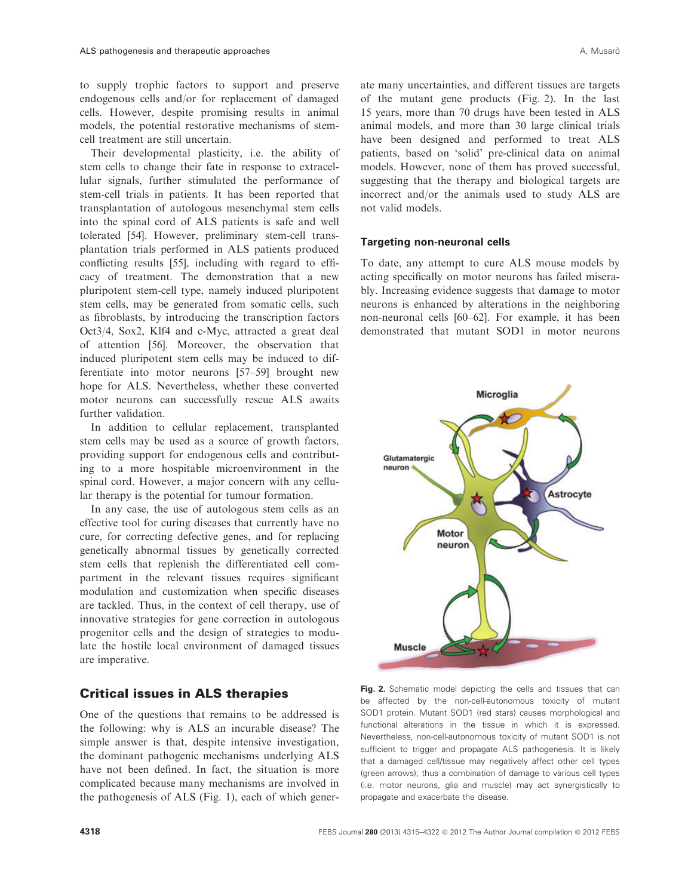to supply trophic factors to support and preserve endogenous cells and/or for replacement of damaged cells. However, despite promising results in animal models, the potential restorative mechanisms of stem-cell treatment are still uncertain.

Their developmental plasticity, i.e. the ability of stem cells to change their fate in response to extracellular signals, further stimulated the performance of stem-cell trials in patients. It has been reported that transplantation of autologous mesenchymal stem cells into the spinal cord of ALS patients is safe and well tolerated [54]. However, preliminary stem-cell transplantation trials performed in ALS patients produced conflicting results [55], including with regard to efficacy of treatment. The demonstration that a new pluripotent stem-cell type, namely induced pluripotent stem cells, may be generated from somatic cells, such as fibroblasts, by introducing the transcription factors Oct3/4, Sox2, Klf4 and c-Myc, attracted a great deal of attention [56]. Moreover, the observation that induced pluripotent stem cells may be induced to differentiate into motor neurons [57–59] brought new hope for ALS. Nevertheless, whether these converted motor neurons can successfully rescue ALS awaits further validation.

In addition to cellular replacement, transplanted stem cells may be used as a source of growth factors, providing support for endogenous cells and contributing to a more hospitable microenvironment in the spinal cord. However, a major concern with any cellular therapy is the potential for tumour formation.

In any case, the use of autologous stem cells as an effective tool for curing diseases that currently have no cure, for correcting defective genes, and for replacing genetically abnormal tissues by genetically corrected stem cells that replenish the differentiated cell compartment in the relevant tissues requires significant modulation and customization when specific diseases are tackled. Thus, in the context of cell therapy, use of innovative strategies for gene correction in autologous progenitor cells and the design of strategies to modulate the hostile local environment of damaged tissues are imperative.

## Critical issues in ALS therapies

One of the questions that remains to be addressed is the following: why is ALS an incurable disease? The simple answer is that, despite intensive investigation, the dominant pathogenic mechanisms underlying ALS have not been defined. In fact, the situation is more complicated because many mechanisms are involved in the pathogenesis of ALS (Fig. 1), each of which generate many uncertainties, and different tissues are targets of the mutant gene products (Fig. 2). In the last 15 years, more than 70 drugs have been tested in ALS animal models, and more than 30 large clinical trials have been designed and performed to treat ALS patients, based on 'solid' pre-clinical data on animal models. However, none of them has proved successful, suggesting that the therapy and biological targets are incorrect and/or the animals used to study ALS are not valid models.

### Targeting non-neuronal cells

To date, any attempt to cure ALS mouse models by acting specifically on motor neurons has failed miserably. Increasing evidence suggests that damage to motor neurons is enhanced by alterations in the neighboring non-neuronal cells [60–62]. For example, it has been demonstrated that mutant SOD1 in motor neurons

**Fig. 2.** Schematic model depicting the cells and tissues that can be affected by the non-cell-autonomous toxicity of mutant SOD1 protein. Mutant SOD1 (red stars) causes morphological and functional alterations in the tissue in which it is expressed. Nevertheless, non-cell-autonomous toxicity of mutant SOD1 is not sufficient to trigger and propagate ALS pathogenesis. It is likely that a damaged cell/tissue may negatively affect other cell types (green arrows); thus a combination of damage to various cell types (i.e. motor neurons, glia and muscle) may act synergistically to propagate and exacerbate the disease.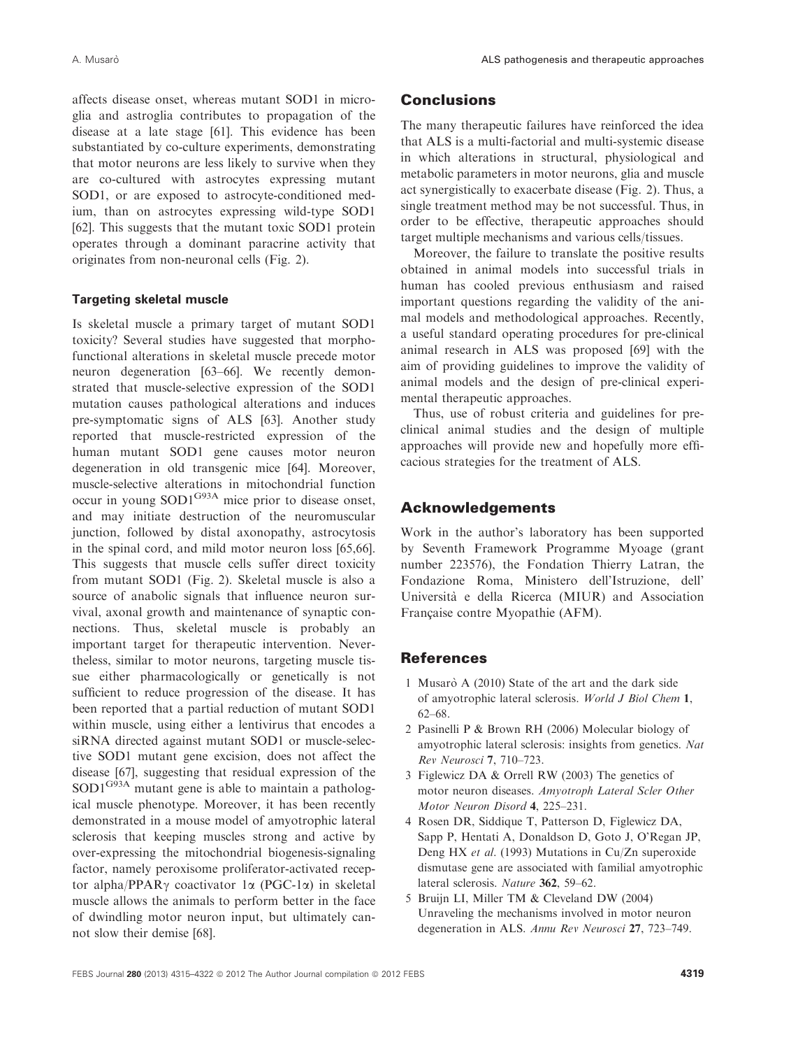affects disease onset, whereas mutant SOD1 in microglia and astroglia contributes to propagation of the disease at a late stage [61]. This evidence has been substantiated by co-culture experiments, demonstrating that motor neurons are less likely to survive when they are co-cultured with astrocytes expressing mutant SOD1, or are exposed to astrocyte-conditioned medium, than on astrocytes expressing wild-type SOD1 [62]. This suggests that the mutant toxic SOD1 protein operates through a dominant paracrine activity that originates from non-neuronal cells (Fig. 2).

### Targeting skeletal muscle

Is skeletal muscle a primary target of mutant SOD1 toxicity? Several studies have suggested that morpho-functional alterations in skeletal muscle precede motor neuron degeneration [63–66]. We recently demonstrated that muscle-selective expression of the SOD1 mutation causes pathological alterations and induces pre-symptomatic signs of ALS [63]. Another study reported that muscle-restricted expression of the human mutant SOD1 gene causes motor neuron degeneration in old transgenic mice [64]. Moreover, muscle-selective alterations in mitochondrial function occur in young $SOD1^{G93A}$ mice prior to disease onset, and may initiate destruction of the neuromuscular junction, followed by distal axonopathy, astrocytosis in the spinal cord, and mild motor neuron loss [65,66]. This suggests that muscle cells suffer direct toxicity from mutant SOD1 (Fig. 2). Skeletal muscle is also a source of anabolic signals that influence neuron survival, axonal growth and maintenance of synaptic connections. Thus, skeletal muscle is probably an important target for therapeutic intervention. Nevertheless, similar to motor neurons, targeting muscle tissue either pharmacologically or genetically is not sufficient to reduce progression of the disease. It has been reported that a partial reduction of mutant SOD1 within muscle, using either a lentivirus that encodes a siRNA directed against mutant SOD1 or muscle-selective SOD1 mutant gene excision, does not affect the disease [67], suggesting that residual expression of the $SOD1^{G93A}$ mutant gene is able to maintain a pathological muscle phenotype. Moreover, it has been recently demonstrated in a mouse model of amyotrophic lateral sclerosis that keeping muscles strong and active by over-expressing the mitochondrial biogenesis-signaling factor, namely peroxisome proliferator-activated receptor alpha/PPAR$\gamma$ coactivator 1$\alpha$ (PGC-1$\alpha$) in skeletal muscle allows the animals to perform better in the face of dwindling motor neuron input, but ultimately cannot slow their demise [68].

## Conclusions

The many therapeutic failures have reinforced the idea that ALS is a multi-factorial and multi-systemic disease in which alterations in structural, physiological and metabolic parameters in motor neurons, glia and muscle act synergistically to exacerbate disease (Fig. 2). Thus, a single treatment method may be not successful. Thus, in order to be effective, therapeutic approaches should target multiple mechanisms and various cells/tissues.

Moreover, the failure to translate the positive results obtained in animal models into successful trials in human has cooled previous enthusiasm and raised important questions regarding the validity of the animal models and methodological approaches. Recently, a useful standard operating procedures for pre-clinical animal research in ALS was proposed [69] with the aim of providing guidelines to improve the validity of animal models and the design of pre-clinical experimental therapeutic approaches.

Thus, use of robust criteria and guidelines for pre-clinical animal studies and the design of multiple approaches will provide new and hopefully more efficacious strategies for the treatment of ALS.

## Acknowledgements

Work in the author's laboratory has been supported by Seventh Framework Programme Myoage (grant number 223576), the Fondation Thierry Latran, the Fondazione Roma, Ministero dell'Istruzione, dell' Università e della Ricerca (MIUR) and Association Française contre Myopathie (AFM).

## References

1 Musarò A (2010) State of the art and the dark side of amyotrophic lateral sclerosis. *World J Biol Chem* **1**, 62–68.

2 Pasinelli P & Brown RH (2006) Molecular biology of amyotrophic lateral sclerosis: insights from genetics. *Nat Rev Neurosci* **7**, 710–723.

3 Figlewicz DA & Orrell RW (2003) The genetics of motor neuron diseases. *Amyotroph Lateral Scler Other Motor Neuron Disord* **4**, 225–231.

4 Rosen DR, Siddique T, Patterson D, Figlewicz DA, Sapp P, Hentati A, Donaldson D, Goto J, O'Regan JP, Deng HX *et al.* (1993) Mutations in Cu/Zn superoxide dismutase gene are associated with familial amyotrophic lateral sclerosis. *Nature* **362**, 59–62.

5 Bruijn LI, Miller TM & Cleveland DW (2004) Unraveling the mechanisms involved in motor neuron degeneration in ALS. *Annu Rev Neurosci* **27**, 723–749.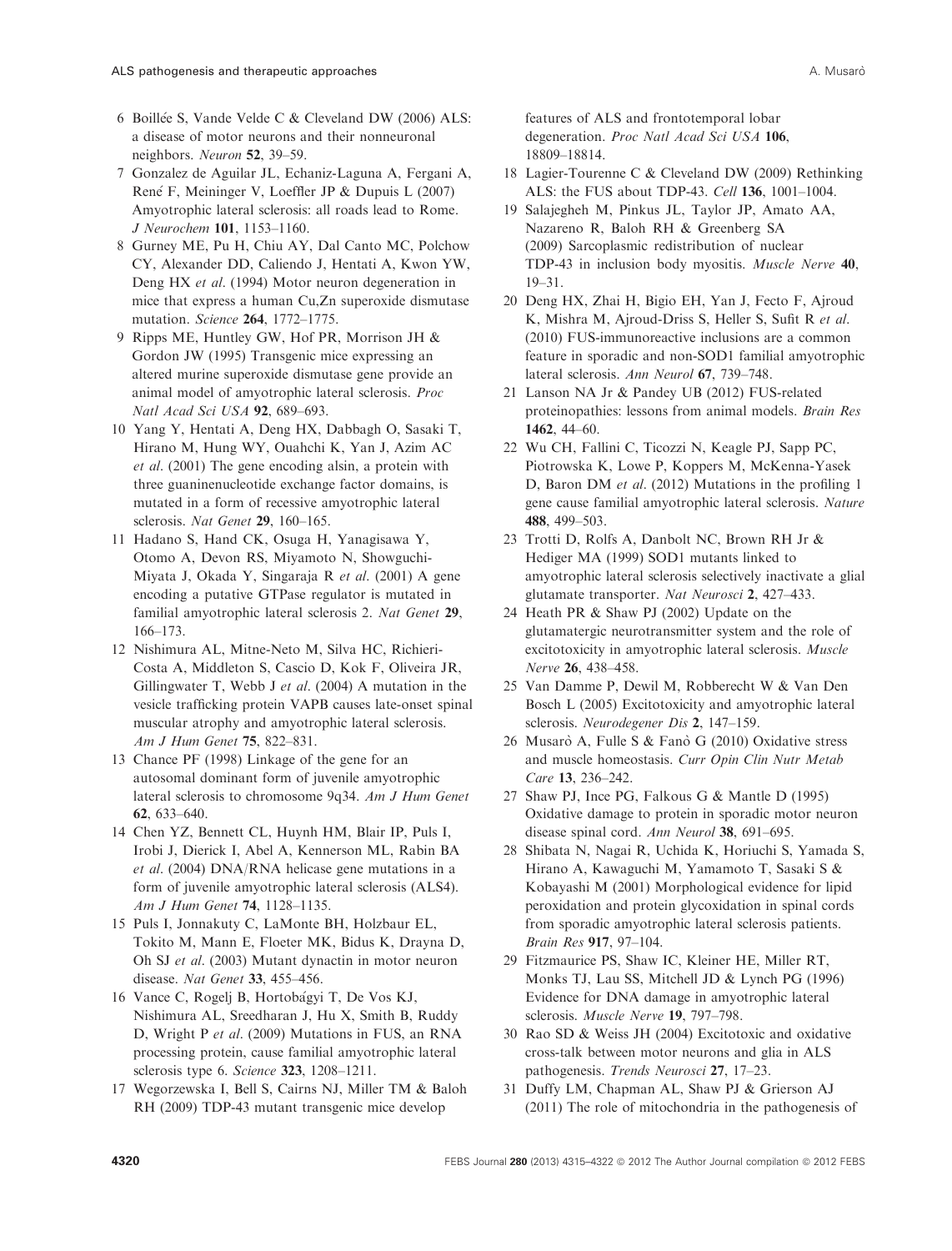6 Boillée S, Vande Velde C & Cleveland DW (2006) ALS: a disease of motor neurons and their nonneuronal neighbors. *Neuron* **52**, 39–59.

7 Gonzalez de Aguilar JL, Echaniz-Laguna A, Fergani A, René F, Meininger V, Loeffler JP & Dupuis L (2007) Amyotrophic lateral sclerosis: all roads lead to Rome. *J Neurochem* **101**, 1153–1160.

8 Gurney ME, Pu H, Chiu AY, Dal Canto MC, Polchow CY, Alexander DD, Caliendo J, Hentati A, Kwon YW, Deng HX *et al*. (1994) Motor neuron degeneration in mice that express a human Cu,Zn superoxide dismutase mutation. *Science* **264**, 1772–1775.

9 Ripps ME, Huntley GW, Hof PR, Morrison JH & Gordon JW (1995) Transgenic mice expressing an altered murine superoxide dismutase gene provide an animal model of amyotrophic lateral sclerosis. *Proc Natl Acad Sci USA* **92**, 689–693.

10 Yang Y, Hentati A, Deng HX, Dabbagh O, Sasaki T, Hirano M, Hung WY, Ouahchi K, Yan J, Azim AC *et al*. (2001) The gene encoding alsin, a protein with three guaninenucleotide exchange factor domains, is mutated in a form of recessive amyotrophic lateral sclerosis. *Nat Genet* **29**, 160–165.

11 Hadano S, Hand CK, Osuga H, Yanagisawa Y, Otomo A, Devon RS, Miyamoto N, Showguchi-Miyata J, Okada Y, Singaraja R *et al*. (2001) A gene encoding a putative GTPase regulator is mutated in familial amyotrophic lateral sclerosis 2. *Nat Genet* **29**, 166–173.

12 Nishimura AL, Mitne-Neto M, Silva HC, Richieri-Costa A, Middleton S, Cascio D, Kok F, Oliveira JR, Gillingwater T, Webb J *et al*. (2004) A mutation in the vesicle trafficking protein VAPB causes late-onset spinal muscular atrophy and amyotrophic lateral sclerosis. *Am J Hum Genet* **75**, 822–831.

13 Chance PF (1998) Linkage of the gene for an autosomal dominant form of juvenile amyotrophic lateral sclerosis to chromosome 9q34. *Am J Hum Genet* **62**, 633–640.

14 Chen YZ, Bennett CL, Huynh HM, Blair IP, Puls I, Irobi J, Dierick I, Abel A, Kennerson ML, Rabin BA *et al*. (2004) DNA/RNA helicase gene mutations in a form of juvenile amyotrophic lateral sclerosis (ALS4). *Am J Hum Genet* **74**, 1128–1135.

15 Puls I, Jonnakuty C, LaMonte BH, Holzbaur EL, Tokito M, Mann E, Floeter MK, Bidus K, Drayna D, Oh SJ *et al*. (2003) Mutant dynactin in motor neuron disease. *Nat Genet* **33**, 455–456.

16 Vance C, Rogelj B, Hortobágyi T, De Vos KJ, Nishimura AL, Sreedharan J, Hu X, Smith B, Ruddy D, Wright P *et al*. (2009) Mutations in FUS, an RNA processing protein, cause familial amyotrophic lateral sclerosis type 6. *Science* **323**, 1208–1211.

17 Wegorzewska I, Bell S, Cairns NJ, Miller TM & Baloh RH (2009) TDP-43 mutant transgenic mice develop features of ALS and frontotemporal lobar degeneration. *Proc Natl Acad Sci USA* **106**, 18809–18814.

18 Lagier-Tourenne C & Cleveland DW (2009) Rethinking ALS: the FUS about TDP-43. *Cell* **136**, 1001–1004.

19 Salajegheh M, Pinkus JL, Taylor JP, Amato AA, Nazareno R, Baloh RH & Greenberg SA (2009) Sarcoplasmic redistribution of nuclear TDP-43 in inclusion body myositis. *Muscle Nerve* **40**, 19–31.

20 Deng HX, Zhai H, Bigio EH, Yan J, Fecto F, Ajroud K, Mishra M, Ajroud-Driss S, Heller S, Sufit R *et al*. (2010) FUS-immunoreactive inclusions are a common feature in sporadic and non-SOD1 familial amyotrophic lateral sclerosis. *Ann Neurol* **67**, 739–748.

21 Lanson NA Jr & Pandey UB (2012) FUS-related proteinopathies: lessons from animal models. *Brain Res* **1462**, 44–60.

22 Wu CH, Fallini C, Ticozzi N, Keagle PJ, Sapp PC, Piotrowska K, Lowe P, Koppers M, McKenna-Yasek D, Baron DM *et al*. (2012) Mutations in the profiling 1 gene cause familial amyotrophic lateral sclerosis. *Nature* **488**, 499–503.

23 Trotti D, Rolfs A, Danbolt NC, Brown RH Jr & Hediger MA (1999) SOD1 mutants linked to amyotrophic lateral sclerosis selectively inactivate a glial glutamate transporter. *Nat Neurosci* **2**, 427–433.

24 Heath PR & Shaw PJ (2002) Update on the glutamatergic neurotransmitter system and the role of excitotoxicity in amyotrophic lateral sclerosis. *Muscle Nerve* **26**, 438–458.

25 Van Damme P, Dewil M, Robberecht W & Van Den Bosch L (2005) Excitotoxicity and amyotrophic lateral sclerosis. *Neurodegener Dis* **2**, 147–159.

26 Musarò A, Fulle S & Fanò G (2010) Oxidative stress and muscle homeostasis. *Curr Opin Clin Nutr Metab Care* **13**, 236–242.

27 Shaw PJ, Ince PG, Falkous G & Mantle D (1995) Oxidative damage to protein in sporadic motor neuron disease spinal cord. *Ann Neurol* **38**, 691–695.

28 Shibata N, Nagai R, Uchida K, Horiuchi S, Yamada S, Hirano A, Kawaguchi M, Yamamoto T, Sasaki S & Kobayashi M (2001) Morphological evidence for lipid peroxidation and protein glycoxidation in spinal cords from sporadic amyotrophic lateral sclerosis patients. *Brain Res* **917**, 97–104.

29 Fitzmaurice PS, Shaw IC, Kleiner HE, Miller RT, Monks TJ, Lau SS, Mitchell JD & Lynch PG (1996) Evidence for DNA damage in amyotrophic lateral sclerosis. *Muscle Nerve* **19**, 797–798.

30 Rao SD & Weiss JH (2004) Excitotoxic and oxidative cross-talk between motor neurons and glia in ALS pathogenesis. *Trends Neurosci* **27**, 17–23.

31 Duffy LM, Chapman AL, Shaw PJ & Grierson AJ (2011) The role of mitochondria in the pathogenesis of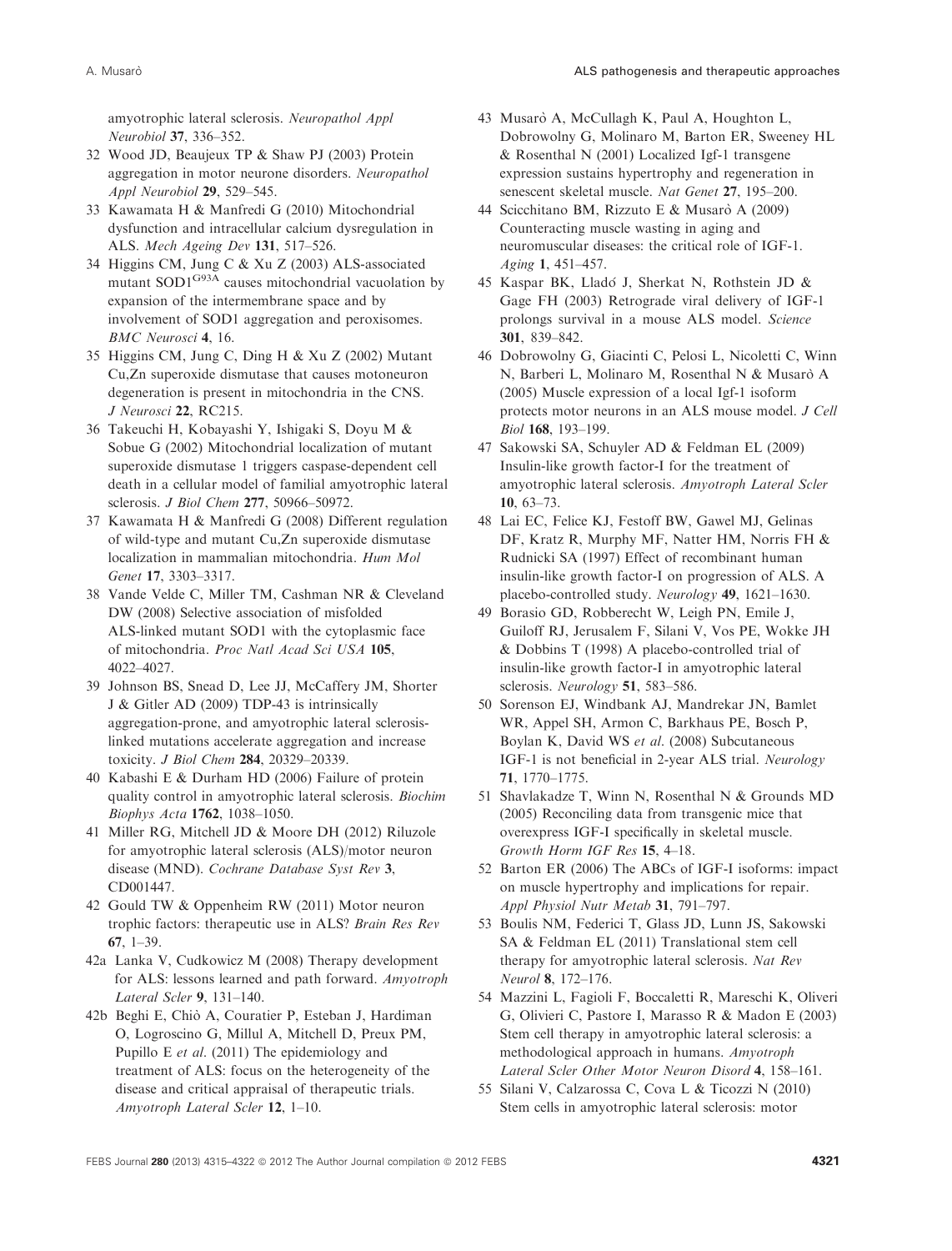amyotrophic lateral sclerosis. *Neuropathol Appl Neurobiol* **37**, 336–352.

32 Wood JD, Beaujeux TP & Shaw PJ (2003) Protein aggregation in motor neurone disorders. *Neuropathol Appl Neurobiol* **29**, 529–545.

33 Kawamata H & Manfredi G (2010) Mitochondrial dysfunction and intracellular calcium dysregulation in ALS. *Mech Ageing Dev* **131**, 517–526.

34 Higgins CM, Jung C & Xu Z (2003) ALS-associated mutant $SOD1^{G93A}$ causes mitochondrial vacuolation by expansion of the intermembrane space and by involvement of SOD1 aggregation and peroxisomes. *BMC Neurosci* **4**, 16.

35 Higgins CM, Jung C, Ding H & Xu Z (2002) Mutant Cu,Zn superoxide dismutase that causes motoneuron degeneration is present in mitochondria in the CNS. *J Neurosci* **22**, RC215.

36 Takeuchi H, Kobayashi Y, Ishigaki S, Doyu M & Sobue G (2002) Mitochondrial localization of mutant superoxide dismutase 1 triggers caspase-dependent cell death in a cellular model of familial amyotrophic lateral sclerosis. *J Biol Chem* **277**, 50966–50972.

37 Kawamata H & Manfredi G (2008) Different regulation of wild-type and mutant Cu,Zn superoxide dismutase localization in mammalian mitochondria. *Hum Mol Genet* **17**, 3303–3317.

38 Vande Velde C, Miller TM, Cashman NR & Cleveland DW (2008) Selective association of misfolded ALS-linked mutant SOD1 with the cytoplasmic face of mitochondria. *Proc Natl Acad Sci USA* **105**, 4022–4027.

39 Johnson BS, Snead D, Lee JJ, McCaffery JM, Shorter J & Gitler AD (2009) TDP-43 is intrinsically aggregation-prone, and amyotrophic lateral sclerosis-linked mutations accelerate aggregation and increase toxicity. *J Biol Chem* **284**, 20329–20339.

40 Kabashi E & Durham HD (2006) Failure of protein quality control in amyotrophic lateral sclerosis. *Biochim Biophys Acta* **1762**, 1038–1050.

41 Miller RG, Mitchell JD & Moore DH (2012) Riluzole for amyotrophic lateral sclerosis (ALS)/motor neuron disease (MND). *Cochrane Database Syst Rev* **3**, CD001447.

42 Gould TW & Oppenheim RW (2011) Motor neuron trophic factors: therapeutic use in ALS? *Brain Res Rev* **67**, 1–39.

42a Lanka V, Cudkowicz M (2008) Therapy development for ALS: lessons learned and path forward. *Amyotroph Lateral Scler* **9**, 131–140.

42b Beghi E, Chiò A, Couratier P, Esteban J, Hardiman O, Logroscino G, Millul A, Mitchell D, Preux PM, Pupillo E *et al*. (2011) The epidemiology and treatment of ALS: focus on the heterogeneity of the disease and critical appraisal of therapeutic trials. *Amyotroph Lateral Scler* **12**, 1–10.

43 Musarò A, McCullagh K, Paul A, Houghton L, Dobrowolny G, Molinaro M, Barton ER, Sweeney HL & Rosenthal N (2001) Localized Igf-1 transgene expression sustains hypertrophy and regeneration in senescent skeletal muscle. *Nat Genet* **27**, 195–200.

44 Scicchitano BM, Rizzuto E & Musarò A (2009) Counteracting muscle wasting in aging and neuromuscular diseases: the critical role of IGF-1. *Aging* **1**, 451–457.

45 Kaspar BK, Lladó J, Sherkat N, Rothstein JD & Gage FH (2003) Retrograde viral delivery of IGF-1 prolongs survival in a mouse ALS model. *Science* **301**, 839–842.

46 Dobrowolny G, Giacinti C, Pelosi L, Nicoletti C, Winn N, Barberi L, Molinaro M, Rosenthal N & Musarò A (2005) Muscle expression of a local Igf-1 isoform protects motor neurons in an ALS mouse model. *J Cell Biol* **168**, 193–199.

47 Sakowski SA, Schuyler AD & Feldman EL (2009) Insulin-like growth factor-I for the treatment of amyotrophic lateral sclerosis. *Amyotroph Lateral Scler* **10**, 63–73.

48 Lai EC, Felice KJ, Festoff BW, Gawel MJ, Gelinas DF, Kratz R, Murphy MF, Natter HM, Norris FH & Rudnicki SA (1997) Effect of recombinant human insulin-like growth factor-I on progression of ALS. A placebo-controlled study. *Neurology* **49**, 1621–1630.

49 Borasio GD, Robberecht W, Leigh PN, Emile J, Guiloff RJ, Jerusalem F, Silani V, Vos PE, Wokke JH & Dobbins T (1998) A placebo-controlled trial of insulin-like growth factor-I in amyotrophic lateral sclerosis. *Neurology* **51**, 583–586.

50 Sorenson EJ, Windbank AJ, Mandrekar JN, Bamlet WR, Appel SH, Armon C, Barkhaus PE, Bosch P, Boylan K, David WS *et al*. (2008) Subcutaneous IGF-1 is not beneficial in 2-year ALS trial. *Neurology* **71**, 1770–1775.

51 Shavlakadze T, Winn N, Rosenthal N & Grounds MD (2005) Reconciling data from transgenic mice that overexpress IGF-I specifically in skeletal muscle. *Growth Horm IGF Res* **15**, 4–18.

52 Barton ER (2006) The ABCs of IGF-I isoforms: impact on muscle hypertrophy and implications for repair. *Appl Physiol Nutr Metab* **31**, 791–797.

53 Boulis NM, Federici T, Glass JD, Lunn JS, Sakowski SA & Feldman EL (2011) Translational stem cell therapy for amyotrophic lateral sclerosis. *Nat Rev Neurol* **8**, 172–176.

54 Mazzini L, Fagioli F, Boccaletti R, Mareschi K, Oliveri G, Olivieri C, Pastore I, Marasso R & Madon E (2003) Stem cell therapy in amyotrophic lateral sclerosis: a methodological approach in humans. *Amyotroph Lateral Scler Other Motor Neuron Disord* **4**, 158–161.

55 Silani V, Calzarossa C, Cova L & Ticozzi N (2010) Stem cells in amyotrophic lateral sclerosis: motor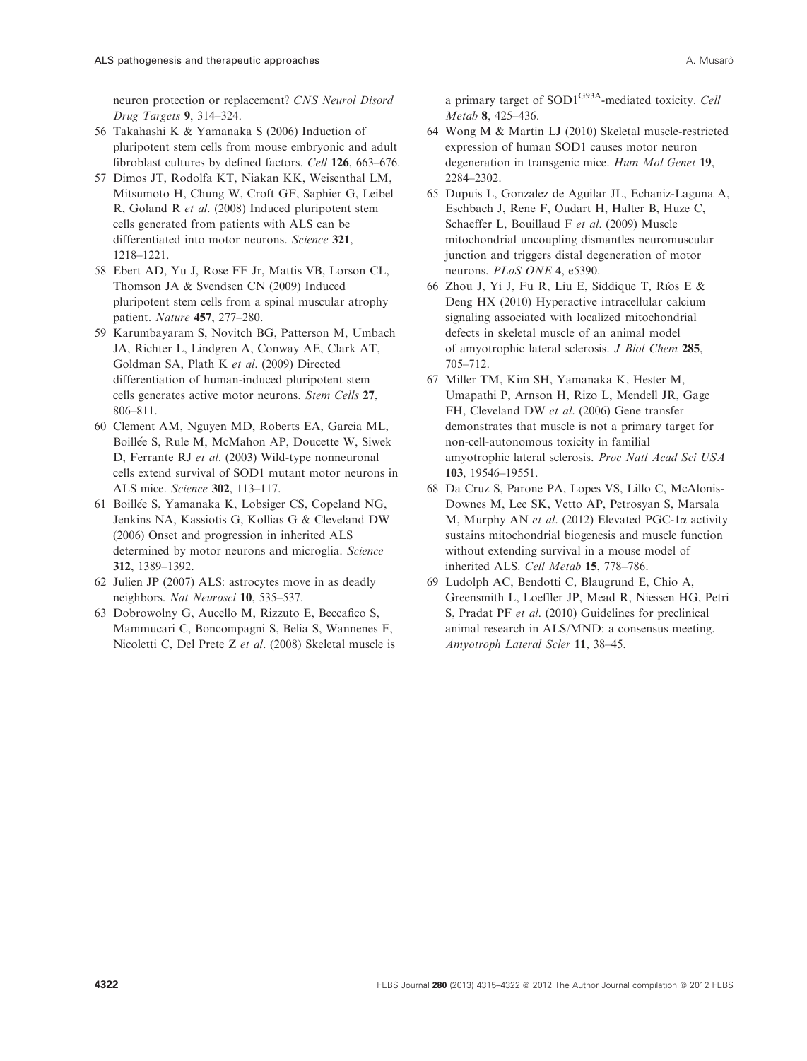neuron protection or replacement? *CNS Neurol Disord Drug Targets* **9**, 314–324.

56 Takahashi K & Yamanaka S (2006) Induction of pluripotent stem cells from mouse embryonic and adult fibroblast cultures by defined factors. *Cell* **126**, 663–676.

57 Dimos JT, Rodolfa KT, Niakan KK, Weisenthal LM, Mitsumoto H, Chung W, Croft GF, Saphier G, Leibel R, Goland R *et al*. (2008) Induced pluripotent stem cells generated from patients with ALS can be differentiated into motor neurons. *Science* **321**, 1218–1221.

58 Ebert AD, Yu J, Rose FF Jr, Mattis VB, Lorson CL, Thomson JA & Svendsen CN (2009) Induced pluripotent stem cells from a spinal muscular atrophy patient. *Nature* **457**, 277–280.

59 Karumbayaram S, Novitch BG, Patterson M, Umbach JA, Richter L, Lindgren A, Conway AE, Clark AT, Goldman SA, Plath K *et al*. (2009) Directed differentiation of human-induced pluripotent stem cells generates active motor neurons. *Stem Cells* **27**, 806–811.

60 Clement AM, Nguyen MD, Roberts EA, Garcia ML, Boillée S, Rule M, McMahon AP, Doucette W, Siwek D, Ferrante RJ *et al*. (2003) Wild-type nonneuronal cells extend survival of SOD1 mutant motor neurons in ALS mice. *Science* **302**, 113–117.

61 Boillée S, Yamanaka K, Lobsiger CS, Copeland NG, Jenkins NA, Kassiotis G, Kollias G & Cleveland DW (2006) Onset and progression in inherited ALS determined by motor neurons and microglia. *Science* **312**, 1389–1392.

62 Julien JP (2007) ALS: astrocytes move in as deadly neighbors. *Nat Neurosci* **10**, 535–537.

63 Dobrowolny G, Aucello M, Rizzuto E, Beccafico S, Mammucari C, Boncompagni S, Belia S, Wannenes F, Nicoletti C, Del Prete Z *et al*. (2008) Skeletal muscle is a primary target of $SOD1^{G93A}$-mediated toxicity. *Cell Metab* **8**, 425–436.

64 Wong M & Martin LJ (2010) Skeletal muscle-restricted expression of human SOD1 causes motor neuron degeneration in transgenic mice. *Hum Mol Genet* **19**, 2284–2302.

65 Dupuis L, Gonzalez de Aguilar JL, Echaniz-Laguna A, Eschbach J, Rene F, Oudart H, Halter B, Huze C, Schaeffer L, Bouillaud F *et al*. (2009) Muscle mitochondrial uncoupling dismantles neuromuscular junction and triggers distal degeneration of motor neurons. *PLoS ONE* **4**, e5390.

66 Zhou J, Yi J, Fu R, Liu E, Siddique T, Ríos E & Deng HX (2010) Hyperactive intracellular calcium signaling associated with localized mitochondrial defects in skeletal muscle of an animal model of amyotrophic lateral sclerosis. *J Biol Chem* **285**, 705–712.

67 Miller TM, Kim SH, Yamanaka K, Hester M, Umapathi P, Arnson H, Rizo L, Mendell JR, Gage FH, Cleveland DW *et al*. (2006) Gene transfer demonstrates that muscle is not a primary target for non-cell-autonomous toxicity in familial amyotrophic lateral sclerosis. *Proc Natl Acad Sci USA* **103**, 19546–19551.

68 Da Cruz S, Parone PA, Lopes VS, Lillo C, McAlonis-Downes M, Lee SK, Vetto AP, Petrosyan S, Marsala M, Murphy AN *et al*. (2012) Elevated PGC-1α activity sustains mitochondrial biogenesis and muscle function without extending survival in a mouse model of inherited ALS. *Cell Metab* **15**, 778–786.

69 Ludolph AC, Bendotti C, Blaugrund E, Chio A, Greensmith L, Loeffler JP, Mead R, Niessen HG, Petri S, Pradat PF *et al*. (2010) Guidelines for preclinical animal research in ALS/MND: a consensus meeting. *Amyotroph Lateral Scler* **11**, 38–45.